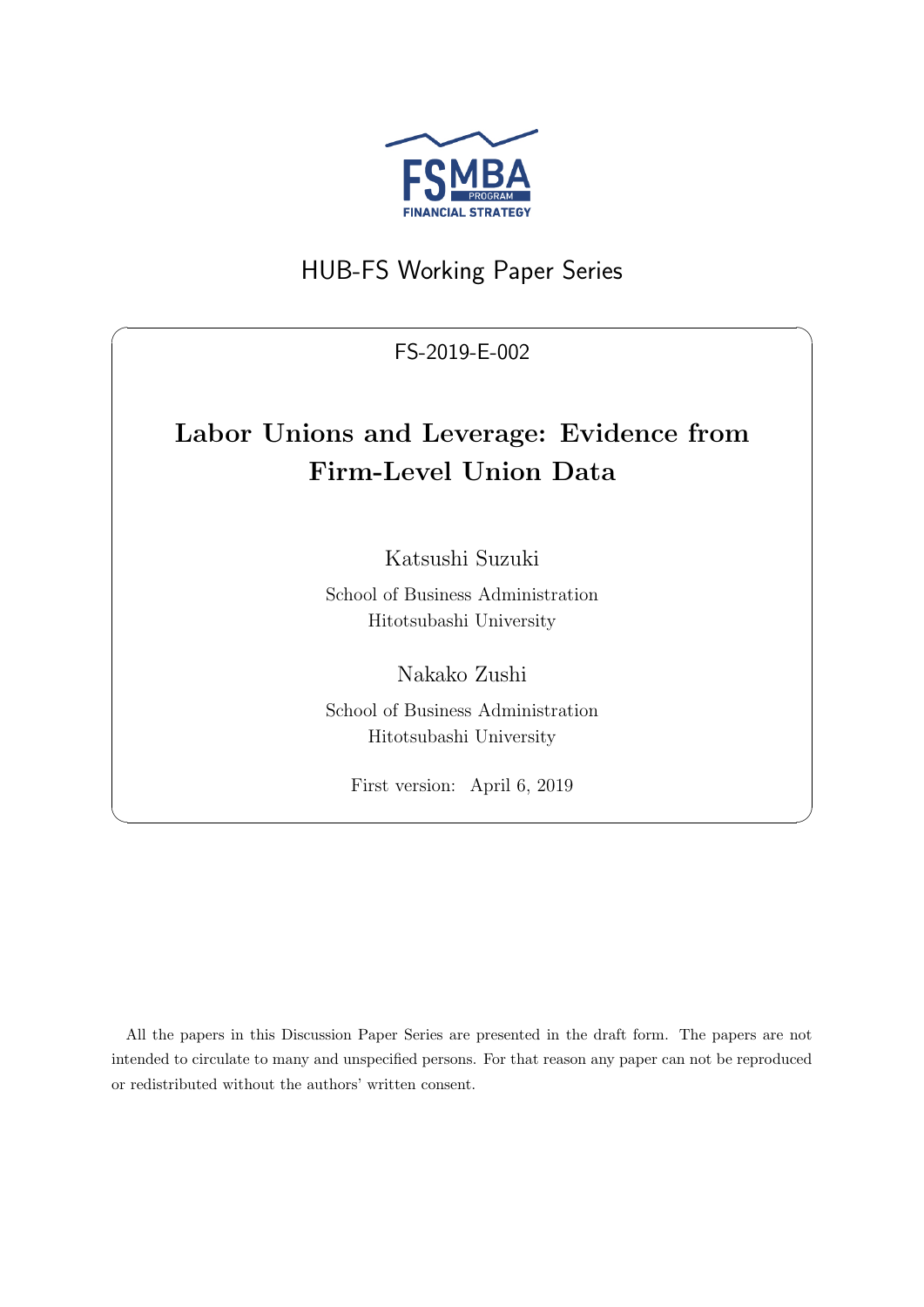FSMBA PROGRAM FINANCIAL STRATEGY

HUB-FS Working Paper Series

FS-2019-E-002

# Labor Unions and Leverage: Evidence from Firm-Level Union Data

Katsushi Suzuki

School of Business Administration
Hitotsubashi University

Nakako Zushi

School of Business Administration
Hitotsubashi University

First version: April 6, 2019

All the papers in this Discussion Paper Series are presented in the draft form. The papers are not intended to circulate to many and unspecified persons. For that reason any paper can not be reproduced or redistributed without the authors' written consent.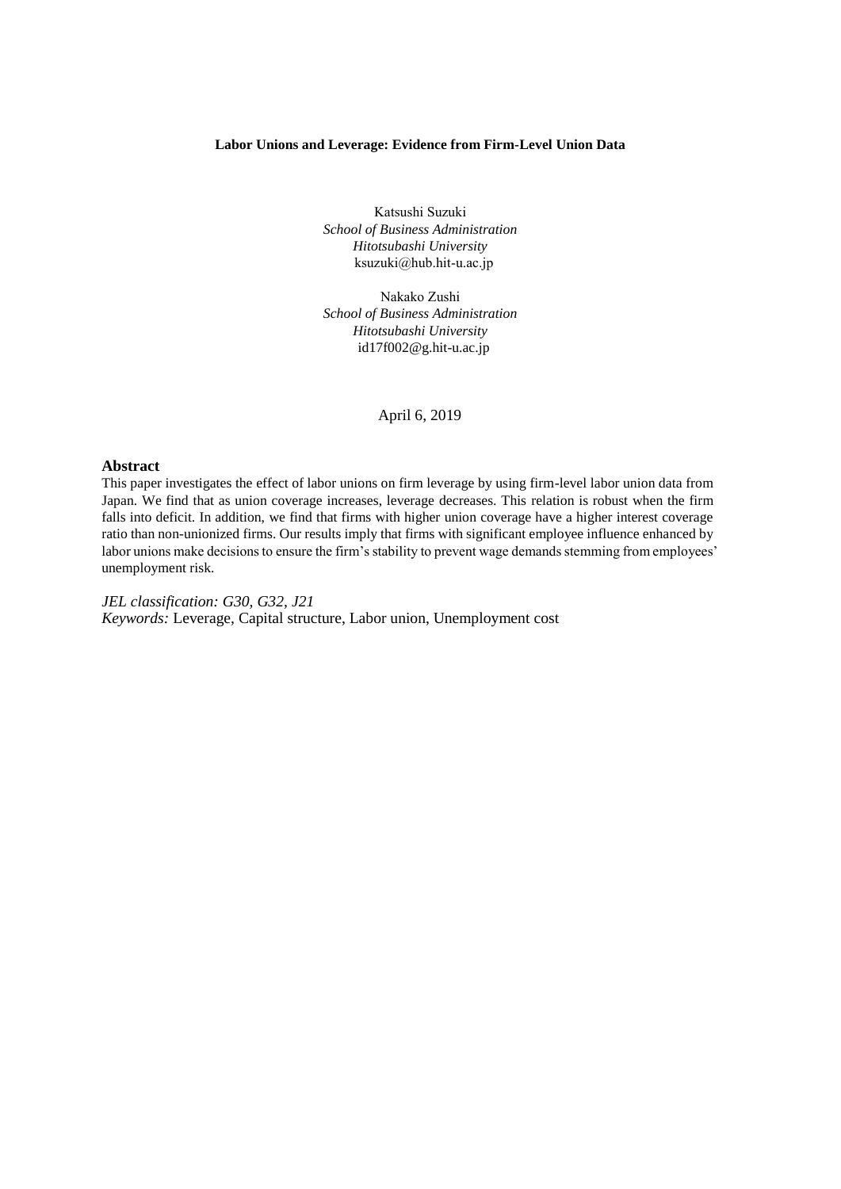**Labor Unions and Leverage: Evidence from Firm-Level Union Data**

Katsushi Suzuki
*School of Business Administration*
*Hitotsubashi University*
ksuzuki@hub.hit-u.ac.jp

Nakako Zushi
*School of Business Administration*
*Hitotsubashi University*
id17f002@g.hit-u.ac.jp

April 6, 2019

## Abstract

This paper investigates the effect of labor unions on firm leverage by using firm-level labor union data from Japan. We find that as union coverage increases, leverage decreases. This relation is robust when the firm falls into deficit. In addition, we find that firms with higher union coverage have a higher interest coverage ratio than non-unionized firms. Our results imply that firms with significant employee influence enhanced by labor unions make decisions to ensure the firm's stability to prevent wage demands stemming from employees' unemployment risk.

*JEL classification: G30, G32, J21*
*Keywords:* Leverage, Capital structure, Labor union, Unemployment cost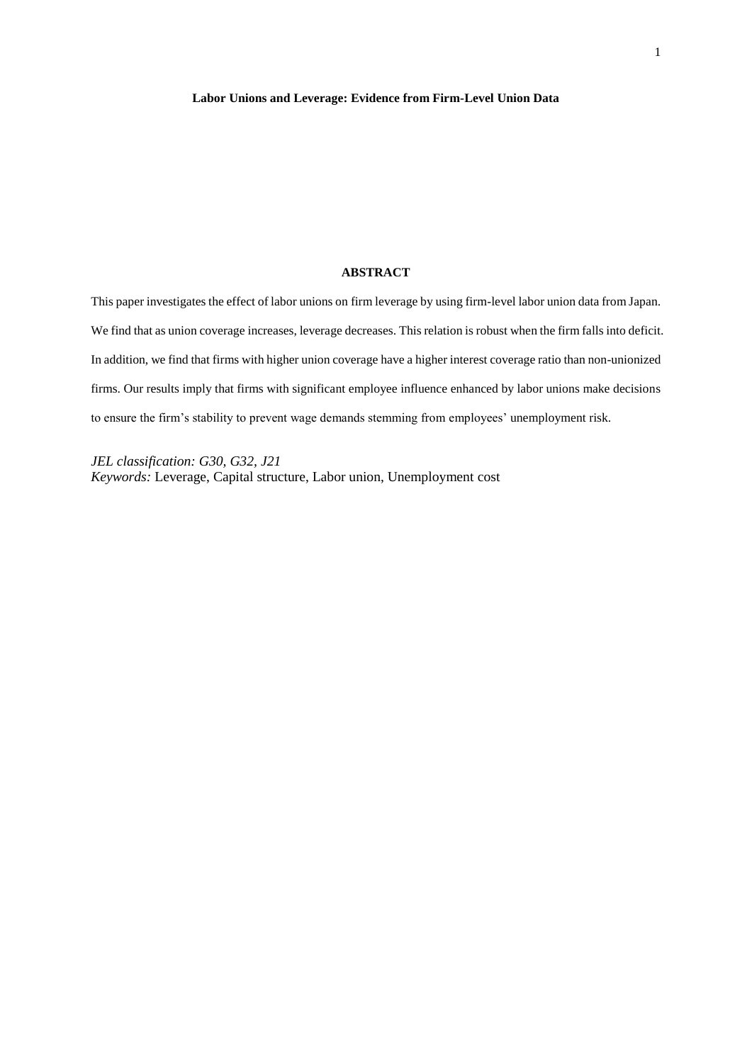**Labor Unions and Leverage: Evidence from Firm-Level Union Data**

**ABSTRACT**

This paper investigates the effect of labor unions on firm leverage by using firm-level labor union data from Japan. We find that as union coverage increases, leverage decreases. This relation is robust when the firm falls into deficit. In addition, we find that firms with higher union coverage have a higher interest coverage ratio than non-unionized firms. Our results imply that firms with significant employee influence enhanced by labor unions make decisions to ensure the firm's stability to prevent wage demands stemming from employees' unemployment risk.

*JEL classification: G30, G32, J21*
*Keywords:* Leverage, Capital structure, Labor union, Unemployment cost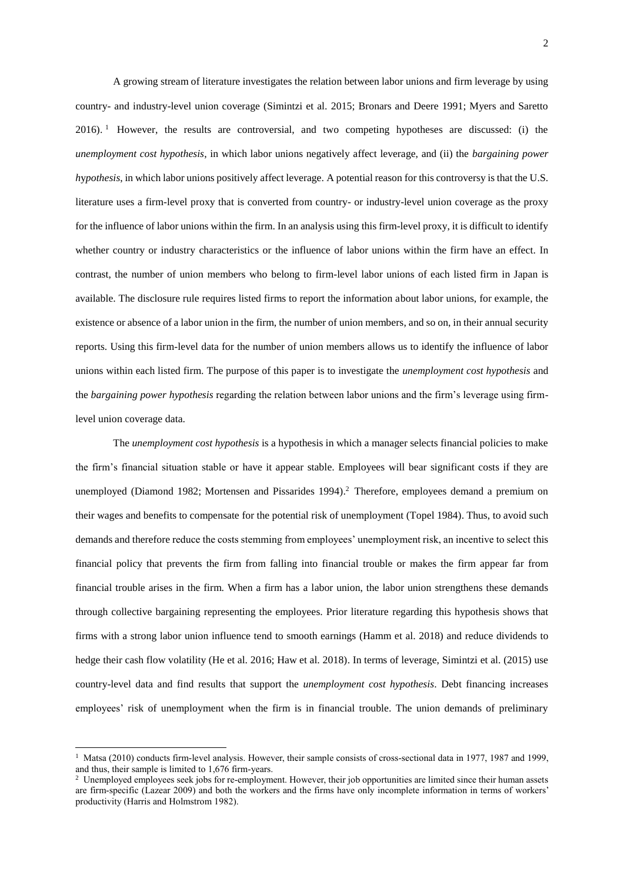A growing stream of literature investigates the relation between labor unions and firm leverage by using country- and industry-level union coverage (Simintzi et al. 2015; Bronars and Deere 1991; Myers and Saretto 2016).[1] However, the results are controversial, and two competing hypotheses are discussed: (i) the *unemployment cost hypothesis*, in which labor unions negatively affect leverage, and (ii) the *bargaining power hypothesis*, in which labor unions positively affect leverage. A potential reason for this controversy is that the U.S. literature uses a firm-level proxy that is converted from country- or industry-level union coverage as the proxy for the influence of labor unions within the firm. In an analysis using this firm-level proxy, it is difficult to identify whether country or industry characteristics or the influence of labor unions within the firm have an effect. In contrast, the number of union members who belong to firm-level labor unions of each listed firm in Japan is available. The disclosure rule requires listed firms to report the information about labor unions, for example, the existence or absence of a labor union in the firm, the number of union members, and so on, in their annual security reports. Using this firm-level data for the number of union members allows us to identify the influence of labor unions within each listed firm. The purpose of this paper is to investigate the *unemployment cost hypothesis* and the *bargaining power hypothesis* regarding the relation between labor unions and the firm's leverage using firm-level union coverage data.

The *unemployment cost hypothesis* is a hypothesis in which a manager selects financial policies to make the firm's financial situation stable or have it appear stable. Employees will bear significant costs if they are unemployed (Diamond 1982; Mortensen and Pissarides 1994).[2] Therefore, employees demand a premium on their wages and benefits to compensate for the potential risk of unemployment (Topel 1984). Thus, to avoid such demands and therefore reduce the costs stemming from employees' unemployment risk, an incentive to select this financial policy that prevents the firm from falling into financial trouble or makes the firm appear far from financial trouble arises in the firm. When a firm has a labor union, the labor union strengthens these demands through collective bargaining representing the employees. Prior literature regarding this hypothesis shows that firms with a strong labor union influence tend to smooth earnings (Hamm et al. 2018) and reduce dividends to hedge their cash flow volatility (He et al. 2016; Haw et al. 2018). In terms of leverage, Simintzi et al. (2015) use country-level data and find results that support the *unemployment cost hypothesis*. Debt financing increases employees' risk of unemployment when the firm is in financial trouble. The union demands of preliminary

---

[1] Matsa (2010) conducts firm-level analysis. However, their sample consists of cross-sectional data in 1977, 1987 and 1999, and thus, their sample is limited to 1,676 firm-years.

[2] Unemployed employees seek jobs for re-employment. However, their job opportunities are limited since their human assets are firm-specific (Lazear 2009) and both the workers and the firms have only incomplete information in terms of workers' productivity (Harris and Holmstrom 1982).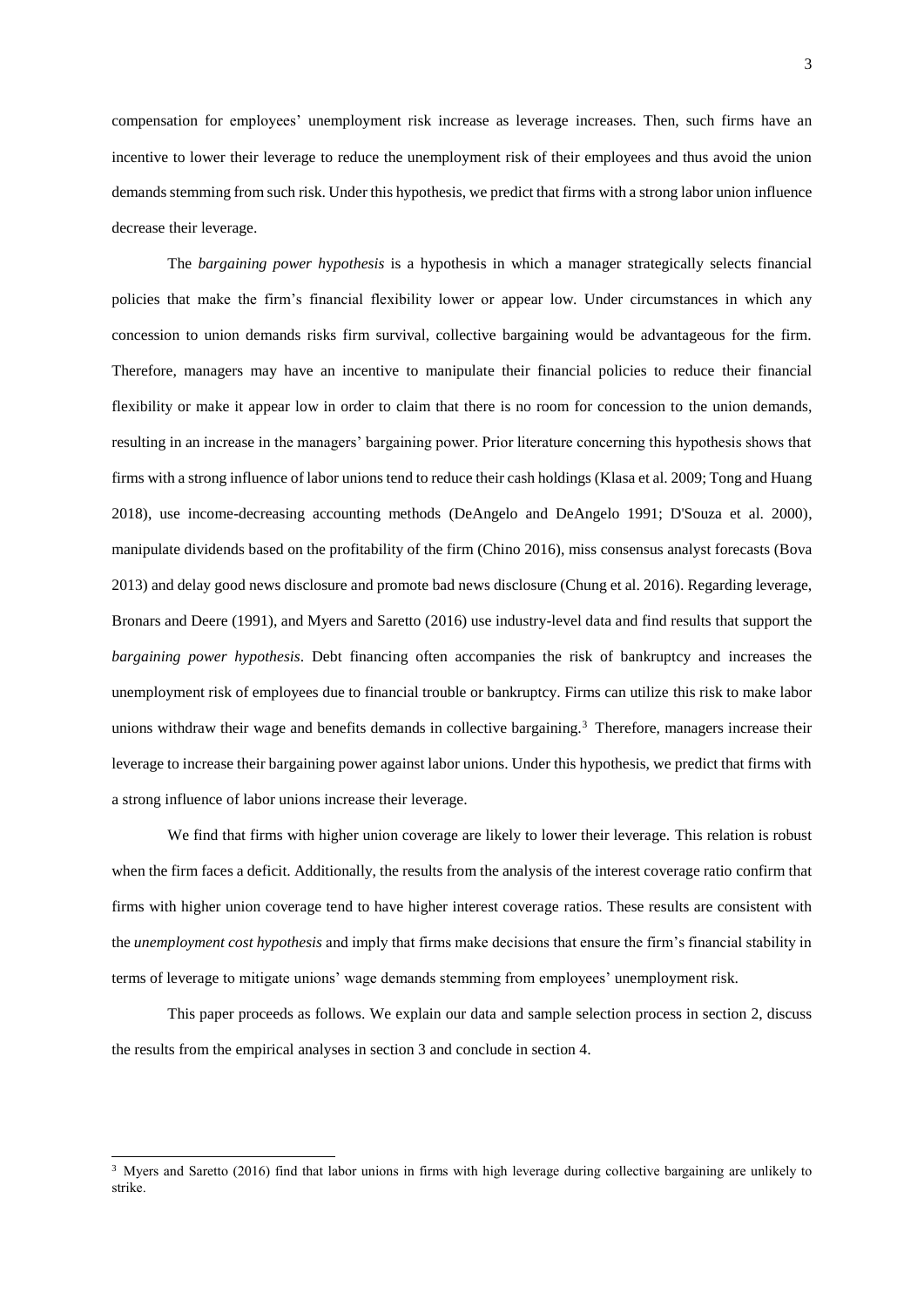compensation for employees' unemployment risk increase as leverage increases. Then, such firms have an incentive to lower their leverage to reduce the unemployment risk of their employees and thus avoid the union demands stemming from such risk. Under this hypothesis, we predict that firms with a strong labor union influence decrease their leverage.

The *bargaining power hypothesis* is a hypothesis in which a manager strategically selects financial policies that make the firm's financial flexibility lower or appear low. Under circumstances in which any concession to union demands risks firm survival, collective bargaining would be advantageous for the firm. Therefore, managers may have an incentive to manipulate their financial policies to reduce their financial flexibility or make it appear low in order to claim that there is no room for concession to the union demands, resulting in an increase in the managers' bargaining power. Prior literature concerning this hypothesis shows that firms with a strong influence of labor unions tend to reduce their cash holdings (Klasa et al. 2009; Tong and Huang 2018), use income-decreasing accounting methods (DeAngelo and DeAngelo 1991; D'Souza et al. 2000), manipulate dividends based on the profitability of the firm (Chino 2016), miss consensus analyst forecasts (Bova 2013) and delay good news disclosure and promote bad news disclosure (Chung et al. 2016). Regarding leverage, Bronars and Deere (1991), and Myers and Saretto (2016) use industry-level data and find results that support the *bargaining power hypothesis*. Debt financing often accompanies the risk of bankruptcy and increases the unemployment risk of employees due to financial trouble or bankruptcy. Firms can utilize this risk to make labor unions withdraw their wage and benefits demands in collective bargaining.[3] Therefore, managers increase their leverage to increase their bargaining power against labor unions. Under this hypothesis, we predict that firms with a strong influence of labor unions increase their leverage.

We find that firms with higher union coverage are likely to lower their leverage. This relation is robust when the firm faces a deficit. Additionally, the results from the analysis of the interest coverage ratio confirm that firms with higher union coverage tend to have higher interest coverage ratios. These results are consistent with the *unemployment cost hypothesis* and imply that firms make decisions that ensure the firm's financial stability in terms of leverage to mitigate unions' wage demands stemming from employees' unemployment risk.

This paper proceeds as follows. We explain our data and sample selection process in section 2, discuss the results from the empirical analyses in section 3 and conclude in section 4.

[3] Myers and Saretto (2016) find that labor unions in firms with high leverage during collective bargaining are unlikely to strike.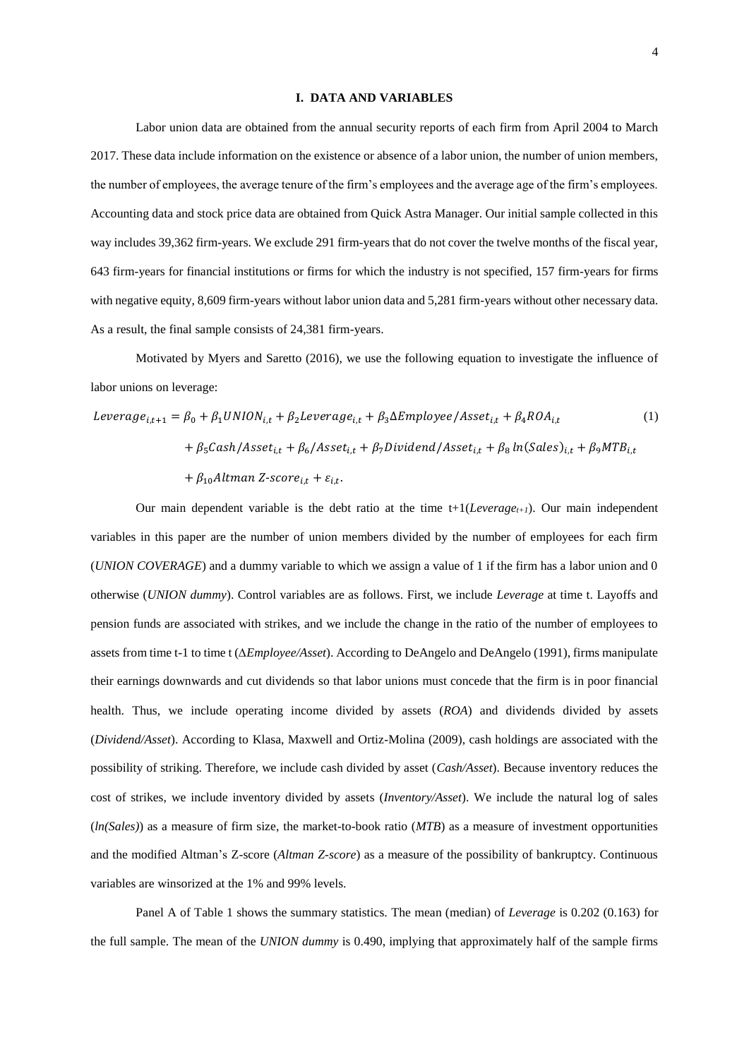## I. DATA AND VARIABLES

Labor union data are obtained from the annual security reports of each firm from April 2004 to March 2017. These data include information on the existence or absence of a labor union, the number of union members, the number of employees, the average tenure of the firm's employees and the average age of the firm's employees. Accounting data and stock price data are obtained from Quick Astra Manager. Our initial sample collected in this way includes 39,362 firm-years. We exclude 291 firm-years that do not cover the twelve months of the fiscal year, 643 firm-years for financial institutions or firms for which the industry is not specified, 157 firm-years for firms with negative equity, 8,609 firm-years without labor union data and 5,281 firm-years without other necessary data. As a result, the final sample consists of 24,381 firm-years.

Motivated by Myers and Saretto (2016), we use the following equation to investigate the influence of labor unions on leverage:

$$
\begin{aligned}
Leverage_{i,t+1} = {} & \beta_0 + \beta_1 UNION_{i,t} + \beta_2 Leverage_{i,t} + \beta_3 \Delta Employee/Asset_{i,t} + \beta_4 ROA_{i,t} \\
& + \beta_5 Cash/Asset_{i,t} + \beta_6 /Asset_{i,t} + \beta_7 Dividend/Asset_{i,t} + \beta_8 \ln(Sales)_{i,t} + \beta_9 MTB_{i,t} \\
& + \beta_{10} Altman\ Z\text{-}score_{i,t} + \varepsilon_{i,t}.
\end{aligned} \tag{1}
$$

Our main dependent variable is the debt ratio at the time t+1($Leverage_{t+1}$). Our main independent variables in this paper are the number of union members divided by the number of employees for each firm (*UNION COVERAGE*) and a dummy variable to which we assign a value of 1 if the firm has a labor union and 0 otherwise (*UNION dummy*). Control variables are as follows. First, we include *Leverage* at time t. Layoffs and pension funds are associated with strikes, and we include the change in the ratio of the number of employees to assets from time t-1 to time t (Δ*Employee/Asset*). According to DeAngelo and DeAngelo (1991), firms manipulate their earnings downwards and cut dividends so that labor unions must concede that the firm is in poor financial health. Thus, we include operating income divided by assets (*ROA*) and dividends divided by assets (*Dividend/Asset*). According to Klasa, Maxwell and Ortiz-Molina (2009), cash holdings are associated with the possibility of striking. Therefore, we include cash divided by asset (*Cash/Asset*). Because inventory reduces the cost of strikes, we include inventory divided by assets (*Inventory/Asset*). We include the natural log of sales (*ln(Sales)*) as a measure of firm size, the market-to-book ratio (*MTB*) as a measure of investment opportunities and the modified Altman's Z-score (*Altman Z-score*) as a measure of the possibility of bankruptcy. Continuous variables are winsorized at the 1% and 99% levels.

Panel A of Table 1 shows the summary statistics. The mean (median) of *Leverage* is 0.202 (0.163) for the full sample. The mean of the *UNION dummy* is 0.490, implying that approximately half of the sample firms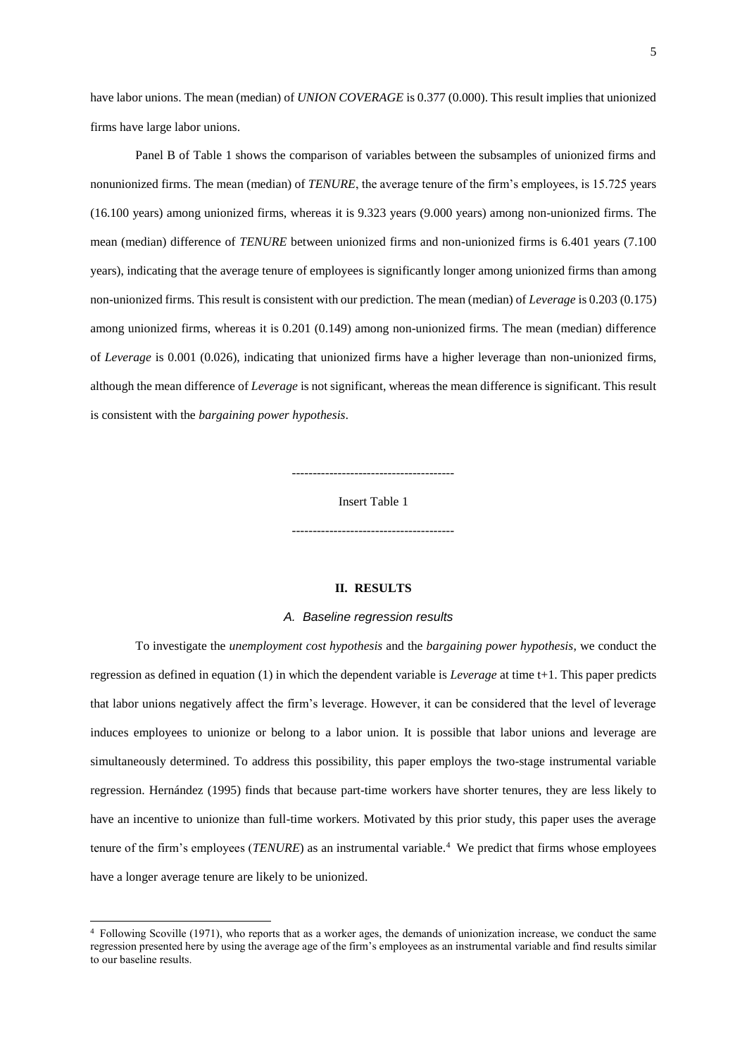have labor unions. The mean (median) of *UNION COVERAGE* is 0.377 (0.000). This result implies that unionized firms have large labor unions.

Panel B of Table 1 shows the comparison of variables between the subsamples of unionized firms and nonunionized firms. The mean (median) of *TENURE*, the average tenure of the firm's employees, is 15.725 years (16.100 years) among unionized firms, whereas it is 9.323 years (9.000 years) among non-unionized firms. The mean (median) difference of *TENURE* between unionized firms and non-unionized firms is 6.401 years (7.100 years), indicating that the average tenure of employees is significantly longer among unionized firms than among non-unionized firms. This result is consistent with our prediction. The mean (median) of *Leverage* is 0.203 (0.175) among unionized firms, whereas it is 0.201 (0.149) among non-unionized firms. The mean (median) difference of *Leverage* is 0.001 (0.026), indicating that unionized firms have a higher leverage than non-unionized firms, although the mean difference of *Leverage* is not significant, whereas the mean difference is significant. This result is consistent with the *bargaining power hypothesis*.

---------------------------------------

Insert Table 1

---------------------------------------

## II. RESULTS

### *A. Baseline regression results*

To investigate the *unemployment cost hypothesis* and the *bargaining power hypothesis*, we conduct the regression as defined in equation (1) in which the dependent variable is *Leverage* at time t+1. This paper predicts that labor unions negatively affect the firm's leverage. However, it can be considered that the level of leverage induces employees to unionize or belong to a labor union. It is possible that labor unions and leverage are simultaneously determined. To address this possibility, this paper employs the two-stage instrumental variable regression. Hernández (1995) finds that because part-time workers have shorter tenures, they are less likely to have an incentive to unionize than full-time workers. Motivated by this prior study, this paper uses the average tenure of the firm's employees (*TENURE*) as an instrumental variable.[4] We predict that firms whose employees have a longer average tenure are likely to be unionized.

[4] Following Scoville (1971), who reports that as a worker ages, the demands of unionization increase, we conduct the same regression presented here by using the average age of the firm's employees as an instrumental variable and find results similar to our baseline results.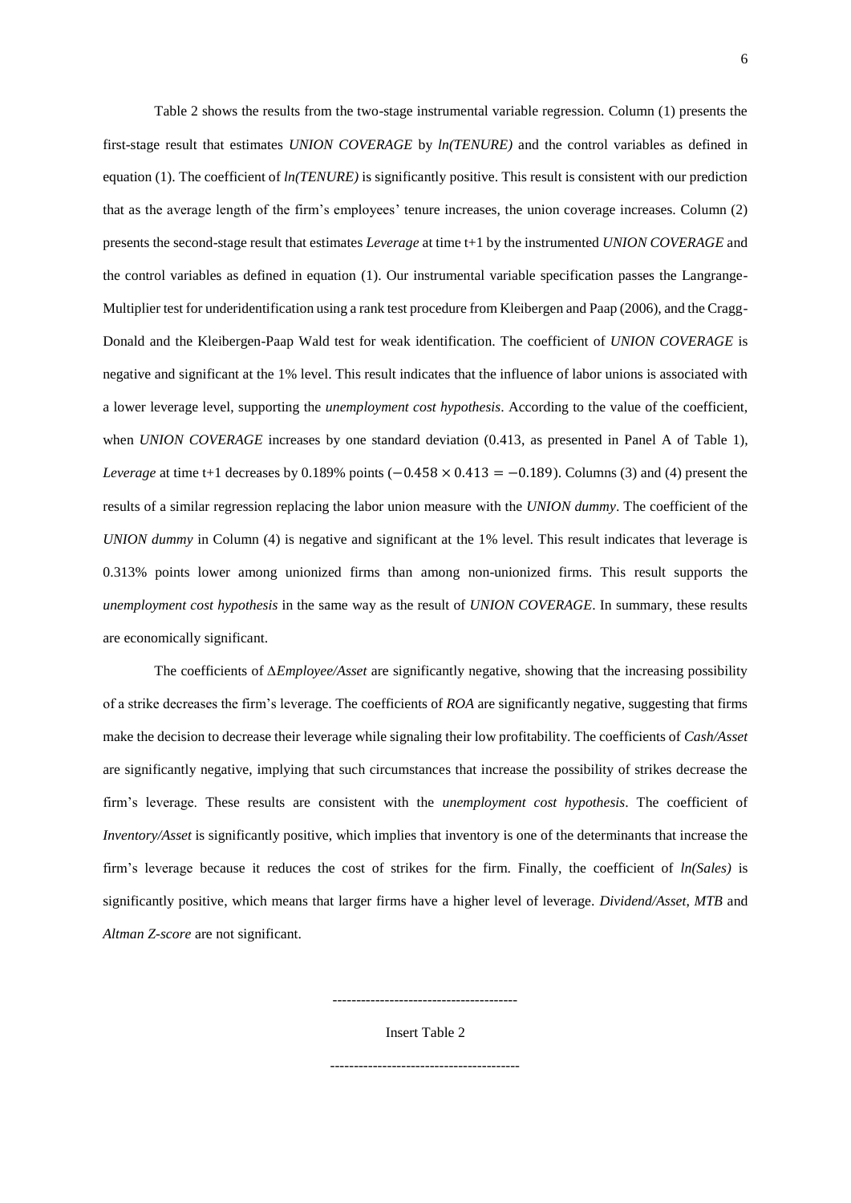Table 2 shows the results from the two-stage instrumental variable regression. Column (1) presents the first-stage result that estimates *UNION COVERAGE* by *ln(TENURE)* and the control variables as defined in equation (1). The coefficient of *ln(TENURE)* is significantly positive. This result is consistent with our prediction that as the average length of the firm's employees' tenure increases, the union coverage increases. Column (2) presents the second-stage result that estimates *Leverage* at time t+1 by the instrumented *UNION COVERAGE* and the control variables as defined in equation (1). Our instrumental variable specification passes the Langrange-Multiplier test for underidentification using a rank test procedure from Kleibergen and Paap (2006), and the Cragg-Donald and the Kleibergen-Paap Wald test for weak identification. The coefficient of *UNION COVERAGE* is negative and significant at the 1% level. This result indicates that the influence of labor unions is associated with a lower leverage level, supporting the *unemployment cost hypothesis*. According to the value of the coefficient, when *UNION COVERAGE* increases by one standard deviation (0.413, as presented in Panel A of Table 1), *Leverage* at time t+1 decreases by 0.189% points ($-0.458 \times 0.413 = -0.189$). Columns (3) and (4) present the results of a similar regression replacing the labor union measure with the *UNION dummy*. The coefficient of the *UNION dummy* in Column (4) is negative and significant at the 1% level. This result indicates that leverage is 0.313% points lower among unionized firms than among non-unionized firms. This result supports the *unemployment cost hypothesis* in the same way as the result of *UNION COVERAGE*. In summary, these results are economically significant.

The coefficients of Δ*Employee/Asset* are significantly negative, showing that the increasing possibility of a strike decreases the firm's leverage. The coefficients of *ROA* are significantly negative, suggesting that firms make the decision to decrease their leverage while signaling their low profitability. The coefficients of *Cash/Asset* are significantly negative, implying that such circumstances that increase the possibility of strikes decrease the firm's leverage. These results are consistent with the *unemployment cost hypothesis*. The coefficient of *Inventory/Asset* is significantly positive, which implies that inventory is one of the determinants that increase the firm's leverage because it reduces the cost of strikes for the firm. Finally, the coefficient of *ln(Sales)* is significantly positive, which means that larger firms have a higher level of leverage. *Dividend/Asset*, *MTB* and *Altman Z-score* are not significant.

---------------------------------------

Insert Table 2

---------------------------------------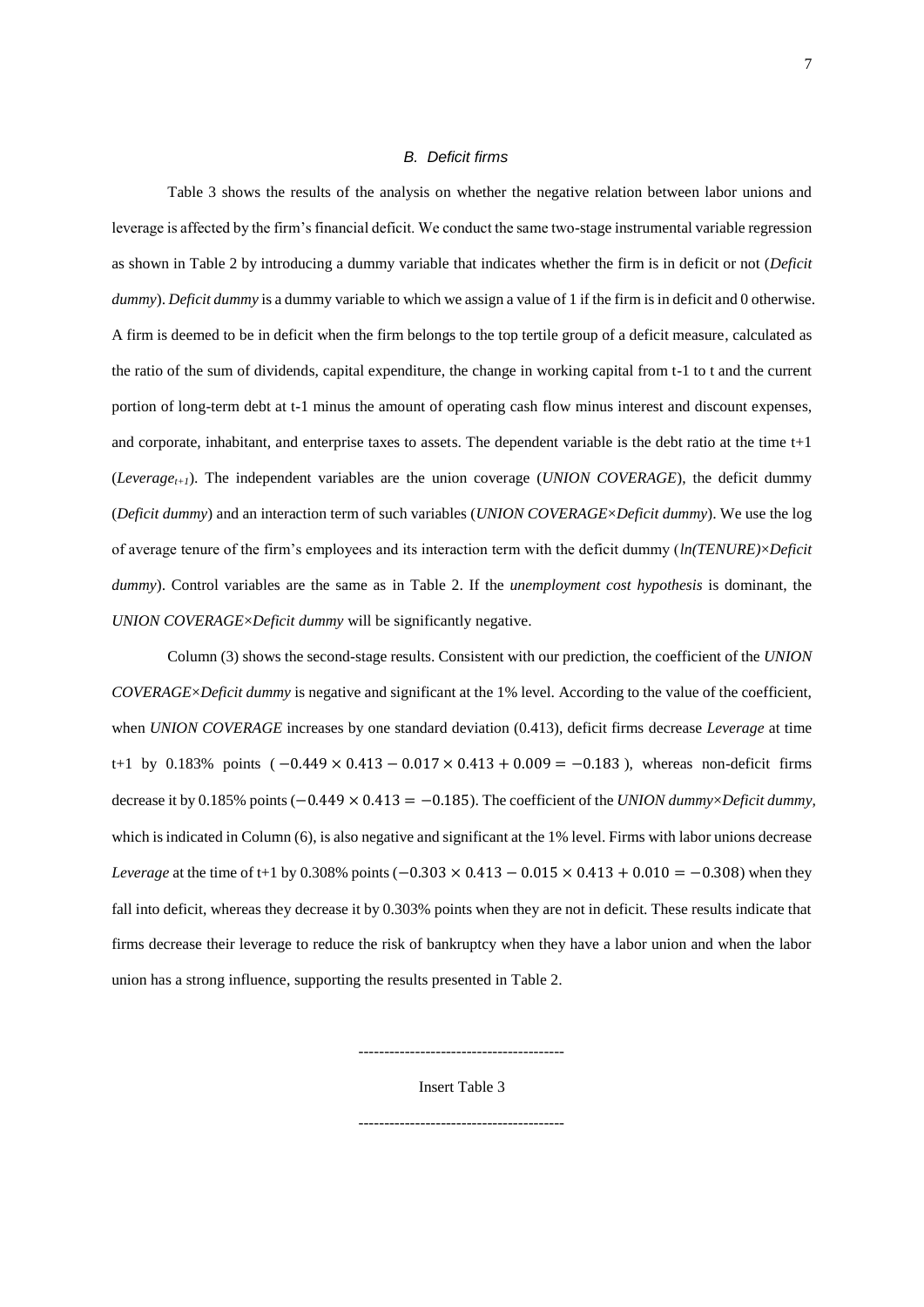### *B. Deficit firms*

Table 3 shows the results of the analysis on whether the negative relation between labor unions and leverage is affected by the firm's financial deficit. We conduct the same two-stage instrumental variable regression as shown in Table 2 by introducing a dummy variable that indicates whether the firm is in deficit or not (*Deficit dummy*). *Deficit dummy* is a dummy variable to which we assign a value of 1 if the firm is in deficit and 0 otherwise. A firm is deemed to be in deficit when the firm belongs to the top tertile group of a deficit measure, calculated as the ratio of the sum of dividends, capital expenditure, the change in working capital from t-1 to t and the current portion of long-term debt at t-1 minus the amount of operating cash flow minus interest and discount expenses, and corporate, inhabitant, and enterprise taxes to assets. The dependent variable is the debt ratio at the time t+1 (*Leverage*$_{t+1}$). The independent variables are the union coverage (*UNION COVERAGE*), the deficit dummy (*Deficit dummy*) and an interaction term of such variables (*UNION COVERAGE×Deficit dummy*). We use the log of average tenure of the firm's employees and its interaction term with the deficit dummy (*ln(TENURE)×Deficit dummy*). Control variables are the same as in Table 2. If the *unemployment cost hypothesis* is dominant, the *UNION COVERAGE×Deficit dummy* will be significantly negative.

Column (3) shows the second-stage results. Consistent with our prediction, the coefficient of the *UNION COVERAGE×Deficit dummy* is negative and significant at the 1% level. According to the value of the coefficient, when *UNION COVERAGE* increases by one standard deviation (0.413), deficit firms decrease *Leverage* at time t+1 by 0.183% points ($-0.449 \times 0.413 - 0.017 \times 0.413 + 0.009 = -0.183$), whereas non-deficit firms decrease it by 0.185% points ($-0.449 \times 0.413 = -0.185$). The coefficient of the *UNION dummy×Deficit dummy*, which is indicated in Column (6), is also negative and significant at the 1% level. Firms with labor unions decrease *Leverage* at the time of t+1 by 0.308% points ($-0.303 \times 0.413 - 0.015 \times 0.413 + 0.010 = -0.308$) when they fall into deficit, whereas they decrease it by 0.303% points when they are not in deficit. These results indicate that firms decrease their leverage to reduce the risk of bankruptcy when they have a labor union and when the labor union has a strong influence, supporting the results presented in Table 2.

----------------------------------------

Insert Table 3

----------------------------------------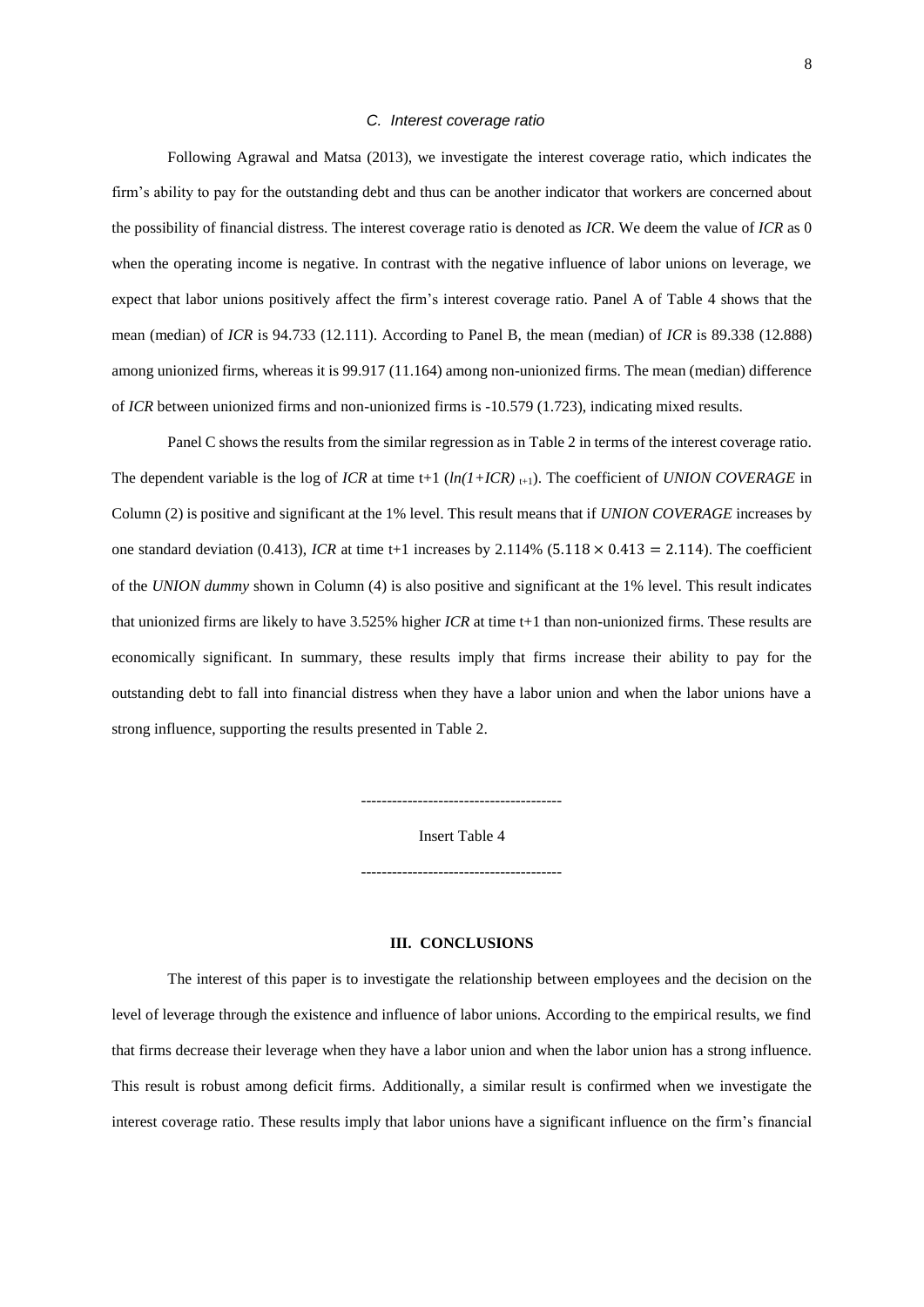### *C. Interest coverage ratio*

Following Agrawal and Matsa (2013), we investigate the interest coverage ratio, which indicates the firm's ability to pay for the outstanding debt and thus can be another indicator that workers are concerned about the possibility of financial distress. The interest coverage ratio is denoted as *ICR*. We deem the value of *ICR* as 0 when the operating income is negative. In contrast with the negative influence of labor unions on leverage, we expect that labor unions positively affect the firm's interest coverage ratio. Panel A of Table 4 shows that the mean (median) of *ICR* is 94.733 (12.111). According to Panel B, the mean (median) of *ICR* is 89.338 (12.888) among unionized firms, whereas it is 99.917 (11.164) among non-unionized firms. The mean (median) difference of *ICR* between unionized firms and non-unionized firms is -10.579 (1.723), indicating mixed results.

Panel C shows the results from the similar regression as in Table 2 in terms of the interest coverage ratio. The dependent variable is the log of *ICR* at time t+1 ($ln(1+ICR)_{t+1}$). The coefficient of *UNION COVERAGE* in Column (2) is positive and significant at the 1% level. This result means that if *UNION COVERAGE* increases by one standard deviation (0.413), *ICR* at time t+1 increases by 2.114% ($5.118 \times 0.413 = 2.114$). The coefficient of the *UNION dummy* shown in Column (4) is also positive and significant at the 1% level. This result indicates that unionized firms are likely to have 3.525% higher *ICR* at time t+1 than non-unionized firms. These results are economically significant. In summary, these results imply that firms increase their ability to pay for the outstanding debt to fall into financial distress when they have a labor union and when the labor unions have a strong influence, supporting the results presented in Table 2.

---------------------------------------

Insert Table 4

---------------------------------------

## III. CONCLUSIONS

The interest of this paper is to investigate the relationship between employees and the decision on the level of leverage through the existence and influence of labor unions. According to the empirical results, we find that firms decrease their leverage when they have a labor union and when the labor union has a strong influence. This result is robust among deficit firms. Additionally, a similar result is confirmed when we investigate the interest coverage ratio. These results imply that labor unions have a significant influence on the firm's financial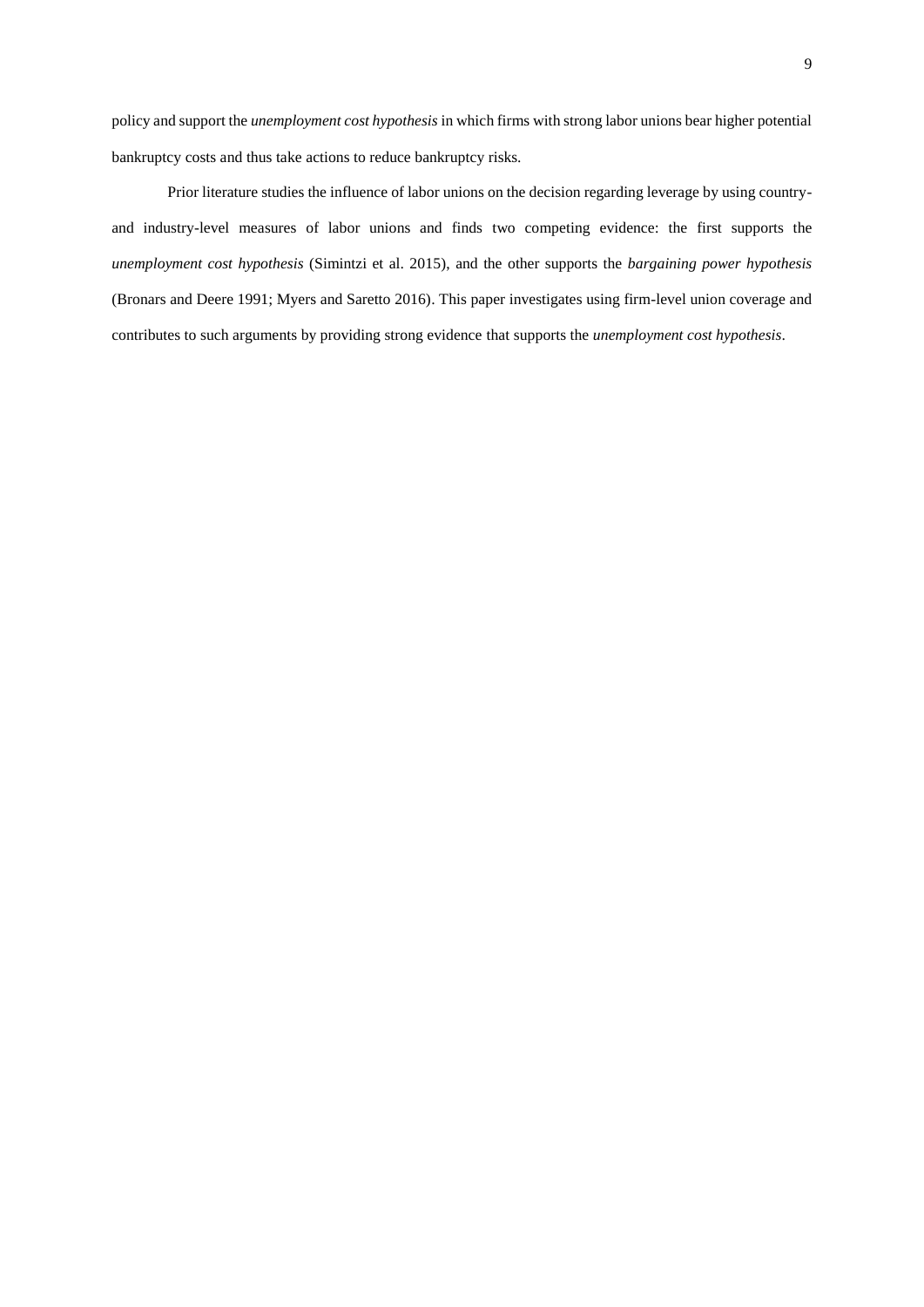policy and support the *unemployment cost hypothesis* in which firms with strong labor unions bear higher potential bankruptcy costs and thus take actions to reduce bankruptcy risks.

Prior literature studies the influence of labor unions on the decision regarding leverage by using country- and industry-level measures of labor unions and finds two competing evidence: the first supports the *unemployment cost hypothesis* (Simintzi et al. 2015), and the other supports the *bargaining power hypothesis* (Bronars and Deere 1991; Myers and Saretto 2016). This paper investigates using firm-level union coverage and contributes to such arguments by providing strong evidence that supports the *unemployment cost hypothesis*.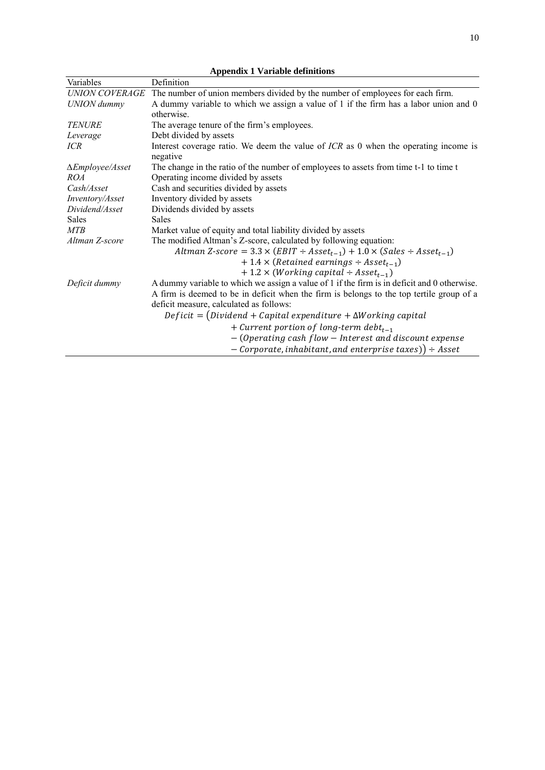**Appendix 1 Variable definitions**

| Variables | Definition |
|---|---|
| *UNION COVERAGE* | The number of union members divided by the number of employees for each firm. |
| *UNION dummy* | A dummy variable to which we assign a value of 1 if the firm has a labor union and 0 otherwise. |
| *TENURE* | The average tenure of the firm's employees. |
| *Leverage* | Debt divided by assets |
| *ICR* | Interest coverage ratio. We deem the value of *ICR* as 0 when the operating income is negative |
| *ΔEmployee/Asset* | The change in the ratio of the number of employees to assets from time t-1 to time t |
| *ROA* | Operating income divided by assets |
| *Cash/Asset* | Cash and securities divided by assets |
| *Inventory/Asset* | Inventory divided by assets |
| *Dividend/Asset* | Dividends divided by assets |
| Sales | Sales |
| *MTB* | Market value of equity and total liability divided by assets |
| *Altman Z-score* | The modified Altman's Z-score, calculated by following equation: $Altman\ Z\text{-}score = 3.3 \times (EBIT \div Asset_{t-1}) + 1.0 \times (Sales \div Asset_{t-1}) + 1.4 \times (Retained\ earnings \div Asset_{t-1}) + 1.2 \times (Working\ capital \div Asset_{t-1})$ |
| *Deficit dummy* | A dummy variable to which we assign a value of 1 if the firm is in deficit and 0 otherwise. A firm is deemed to be in deficit when the firm is belongs to the top tertile group of a deficit measure, calculated as follows: $Deficit = (Dividend + Capital\ expenditure + \Delta Working\ capital + Current\ portion\ of\ long\text{-}term\ debt_{t-1} - (Operating\ cash\ flow - Interest\ and\ discount\ expense - Corporate, inhabitant, and\ enterprise\ taxes)) \div Asset$ |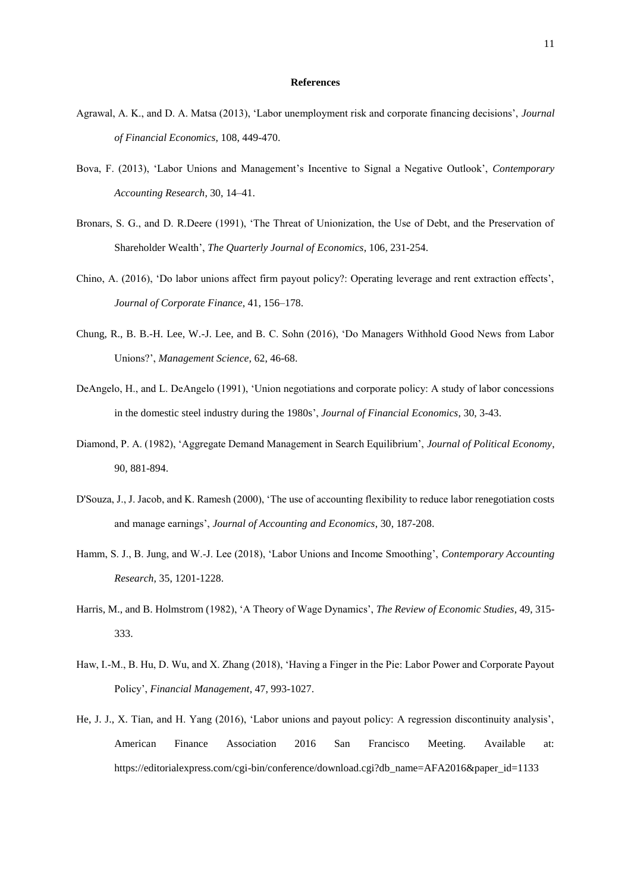## References

Agrawal, A. K., and D. A. Matsa (2013), 'Labor unemployment risk and corporate financing decisions', *Journal of Financial Economics*, 108, 449-470.

Bova, F. (2013), 'Labor Unions and Management's Incentive to Signal a Negative Outlook', *Contemporary Accounting Research*, 30, 14–41.

Bronars, S. G., and D. R.Deere (1991), 'The Threat of Unionization, the Use of Debt, and the Preservation of Shareholder Wealth', *The Quarterly Journal of Economics*, 106, 231-254.

Chino, A. (2016), 'Do labor unions affect firm payout policy?: Operating leverage and rent extraction effects', *Journal of Corporate Finance*, 41, 156–178.

Chung, R., B. B.-H. Lee, W.-J. Lee, and B. C. Sohn (2016), 'Do Managers Withhold Good News from Labor Unions?', *Management Science*, 62, 46-68.

DeAngelo, H., and L. DeAngelo (1991), 'Union negotiations and corporate policy: A study of labor concessions in the domestic steel industry during the 1980s', *Journal of Financial Economics*, 30, 3-43.

Diamond, P. A. (1982), 'Aggregate Demand Management in Search Equilibrium', *Journal of Political Economy*, 90, 881-894.

D'Souza, J., J. Jacob, and K. Ramesh (2000), 'The use of accounting flexibility to reduce labor renegotiation costs and manage earnings', *Journal of Accounting and Economics*, 30, 187-208.

Hamm, S. J., B. Jung, and W.-J. Lee (2018), 'Labor Unions and Income Smoothing', *Contemporary Accounting Research*, 35, 1201-1228.

Harris, M., and B. Holmstrom (1982), 'A Theory of Wage Dynamics', *The Review of Economic Studies*, 49, 315-333.

Haw, I.-M., B. Hu, D. Wu, and X. Zhang (2018), 'Having a Finger in the Pie: Labor Power and Corporate Payout Policy', *Financial Management*, 47, 993-1027.

He, J. J., X. Tian, and H. Yang (2016), 'Labor unions and payout policy: A regression discontinuity analysis', American Finance Association 2016 San Francisco Meeting. Available at: https://editorialexpress.com/cgi-bin/conference/download.cgi?db_name=AFA2016&paper_id=1133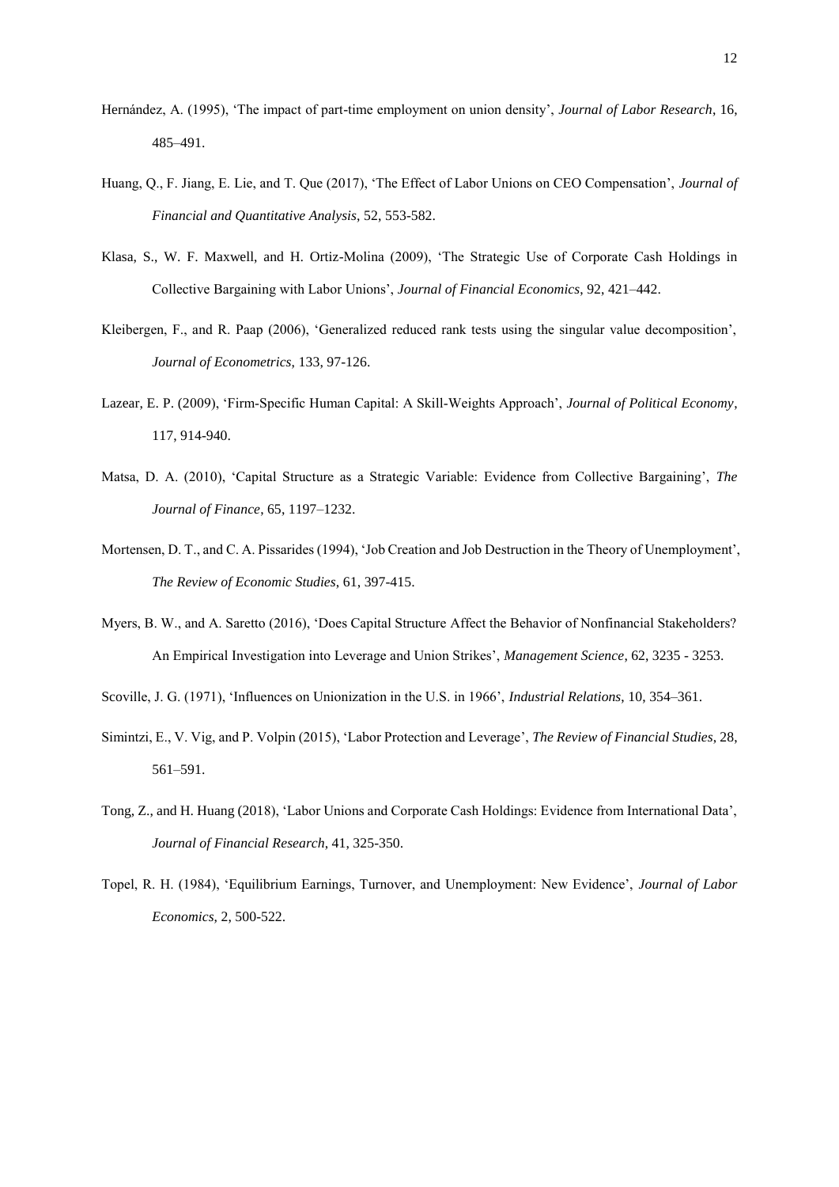Hernández, A. (1995), 'The impact of part-time employment on union density', *Journal of Labor Research*, 16, 485–491.

Huang, Q., F. Jiang, E. Lie, and T. Que (2017), 'The Effect of Labor Unions on CEO Compensation', *Journal of Financial and Quantitative Analysis*, 52, 553-582.

Klasa, S., W. F. Maxwell, and H. Ortiz-Molina (2009), 'The Strategic Use of Corporate Cash Holdings in Collective Bargaining with Labor Unions', *Journal of Financial Economics*, 92, 421–442.

Kleibergen, F., and R. Paap (2006), 'Generalized reduced rank tests using the singular value decomposition', *Journal of Econometrics*, 133, 97-126.

Lazear, E. P. (2009), 'Firm-Specific Human Capital: A Skill-Weights Approach', *Journal of Political Economy*, 117, 914-940.

Matsa, D. A. (2010), 'Capital Structure as a Strategic Variable: Evidence from Collective Bargaining', *The Journal of Finance*, 65, 1197–1232.

Mortensen, D. T., and C. A. Pissarides (1994), 'Job Creation and Job Destruction in the Theory of Unemployment', *The Review of Economic Studies*, 61, 397-415.

Myers, B. W., and A. Saretto (2016), 'Does Capital Structure Affect the Behavior of Nonfinancial Stakeholders? An Empirical Investigation into Leverage and Union Strikes', *Management Science*, 62, 3235 - 3253.

Scoville, J. G. (1971), 'Influences on Unionization in the U.S. in 1966', *Industrial Relations*, 10, 354–361.

Simintzi, E., V. Vig, and P. Volpin (2015), 'Labor Protection and Leverage', *The Review of Financial Studies*, 28, 561–591.

Tong, Z., and H. Huang (2018), 'Labor Unions and Corporate Cash Holdings: Evidence from International Data', *Journal of Financial Research*, 41, 325-350.

Topel, R. H. (1984), 'Equilibrium Earnings, Turnover, and Unemployment: New Evidence', *Journal of Labor Economics*, 2, 500-522.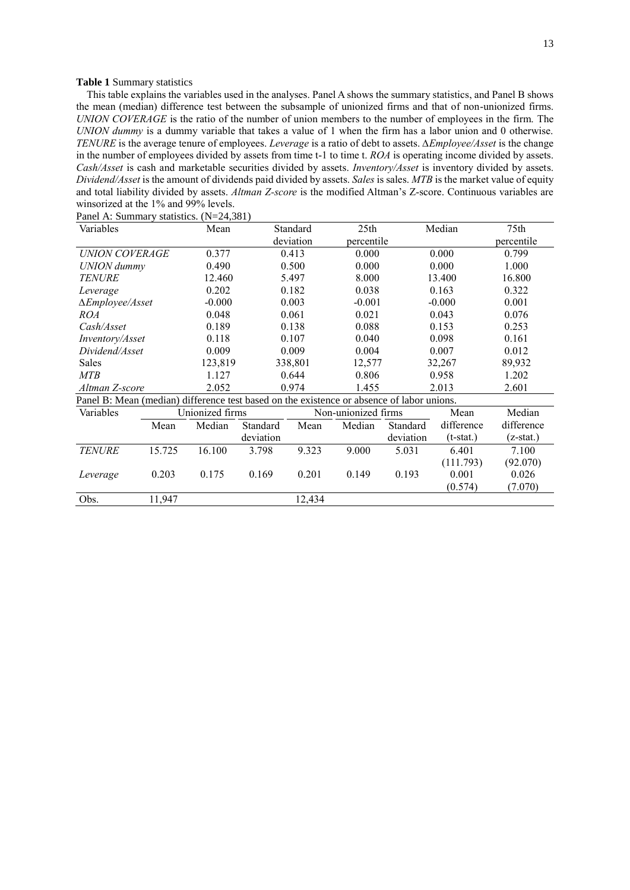**Table 1** Summary statistics

This table explains the variables used in the analyses. Panel A shows the summary statistics, and Panel B shows the mean (median) difference test between the subsample of unionized firms and that of non-unionized firms. *UNION COVERAGE* is the ratio of the number of union members to the number of employees in the firm. The *UNION dummy* is a dummy variable that takes a value of 1 when the firm has a labor union and 0 otherwise. *TENURE* is the average tenure of employees. *Leverage* is a ratio of debt to assets. Δ*Employee/Asset* is the change in the number of employees divided by assets from time t-1 to time t. *ROA* is operating income divided by assets. *Cash/Asset* is cash and marketable securities divided by assets. *Inventory/Asset* is inventory divided by assets. *Dividend/Asset* is the amount of dividends paid divided by assets. *Sales* is sales. *MTB* is the market value of equity and total liability divided by assets. *Altman Z-score* is the modified Altman's Z-score. Continuous variables are winsorized at the 1% and 99% levels.

Panel A: Summary statistics. (N=24,381)

| Variables | Mean | Standard deviation | 25th percentile | Median | 75th percentile |
|---|---|---|---|---|---|
| *UNION COVERAGE* | 0.377 | 0.413 | 0.000 | 0.000 | 0.799 |
| *UNION dummy* | 0.490 | 0.500 | 0.000 | 0.000 | 1.000 |
| *TENURE* | 12.460 | 5.497 | 8.000 | 13.400 | 16.800 |
| *Leverage* | 0.202 | 0.182 | 0.038 | 0.163 | 0.322 |
| Δ*Employee/Asset* | -0.000 | 0.003 | -0.001 | -0.000 | 0.001 |
| *ROA* | 0.048 | 0.061 | 0.021 | 0.043 | 0.076 |
| *Cash/Asset* | 0.189 | 0.138 | 0.088 | 0.153 | 0.253 |
| *Inventory/Asset* | 0.118 | 0.107 | 0.040 | 0.098 | 0.161 |
| *Dividend/Asset* | 0.009 | 0.009 | 0.004 | 0.007 | 0.012 |
| Sales | 123,819 | 338,801 | 12,577 | 32,267 | 89,932 |
| *MTB* | 1.127 | 0.644 | 0.806 | 0.958 | 1.202 |
| *Altman Z-score* | 2.052 | 0.974 | 1.455 | 2.013 | 2.601 |

Panel B: Mean (median) difference test based on the existence or absence of labor unions.

| Variables | Unionized firms | | | Non-unionized firms | | | Mean difference (t-stat.) | Median difference (z-stat.) |
|---|---|---|---|---|---|---|---|---|
| | Mean | Median | Standard deviation | Mean | Median | Standard deviation | | |
| *TENURE* | 15.725 | 16.100 | 3.798 | 9.323 | 9.000 | 5.031 | 6.401 | 7.100 |
| | | | | | | | (111.793) | (92.070) |
| *Leverage* | 0.203 | 0.175 | 0.169 | 0.201 | 0.149 | 0.193 | 0.001 | 0.026 |
| | | | | | | | (0.574) | (7.070) |
| Obs. | 11,947 | | | 12,434 | | | | |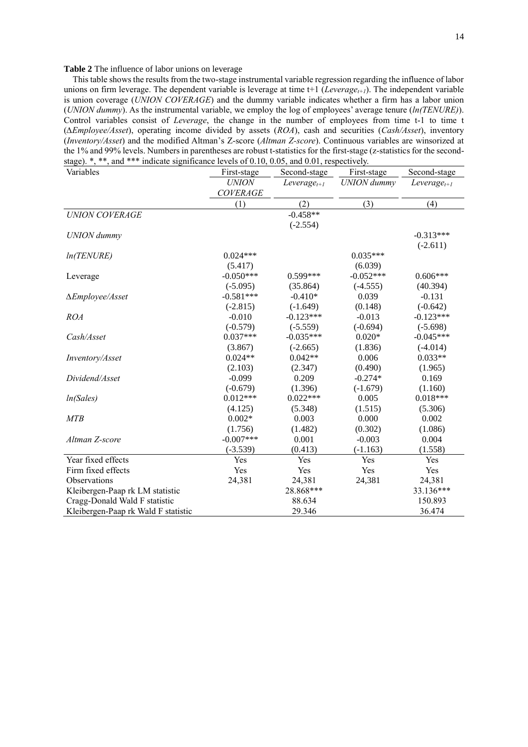**Table 2** The influence of labor unions on leverage

This table shows the results from the two-stage instrumental variable regression regarding the influence of labor unions on firm leverage. The dependent variable is leverage at time t+1 ($Leverage_{t+1}$). The independent variable is union coverage (*UNION COVERAGE*) and the dummy variable indicates whether a firm has a labor union (*UNION dummy*). As the instrumental variable, we employ the log of employees' average tenure (*ln(TENURE)*). Control variables consist of *Leverage*, the change in the number of employees from time t-1 to time t (*ΔEmployee/Asset*), operating income divided by assets (*ROA*), cash and securities (*Cash/Asset*), inventory (*Inventory/Asset*) and the modified Altman's Z-score (*Altman Z-score*). Continuous variables are winsorized at the 1% and 99% levels. Numbers in parentheses are robust t-statistics for the first-stage (z-statistics for the second-stage). *, **, and *** indicate significance levels of 0.10, 0.05, and 0.01, respectively.

| Variables | First-stage | Second-stage | First-stage | Second-stage |
|---|---|---|---|---|
| | *UNION COVERAGE* | $Leverage_{t+1}$ | *UNION dummy* | $Leverage_{t+1}$ |
| | (1) | (2) | (3) | (4) |
| *UNION COVERAGE* | | -0.458** | | |
| | | (-2.554) | | |
| *UNION dummy* | | | | -0.313*** |
| | | | | (-2.611) |
| *ln(TENURE)* | 0.024*** | | 0.035*** | |
| | (5.417) | | (6.039) | |
| Leverage | -0.050*** | 0.599*** | -0.052*** | 0.606*** |
| | (-5.095) | (35.864) | (-4.555) | (40.394) |
| *ΔEmployee/Asset* | -0.581*** | -0.410* | 0.039 | -0.131 |
| | (-2.815) | (-1.649) | (0.148) | (-0.642) |
| *ROA* | -0.010 | -0.123*** | -0.013 | -0.123*** |
| | (-0.579) | (-5.559) | (-0.694) | (-5.698) |
| *Cash/Asset* | 0.037*** | -0.035*** | 0.020* | -0.045*** |
| | (3.867) | (-2.665) | (1.836) | (-4.014) |
| *Inventory/Asset* | 0.024** | 0.042** | 0.006 | 0.033** |
| | (2.103) | (2.347) | (0.490) | (1.965) |
| *Dividend/Asset* | -0.099 | 0.209 | -0.274* | 0.169 |
| | (-0.679) | (1.396) | (-1.679) | (1.160) |
| *ln(Sales)* | 0.012*** | 0.022*** | 0.005 | 0.018*** |
| | (4.125) | (5.348) | (1.515) | (5.306) |
| *MTB* | 0.002* | 0.003 | 0.000 | 0.002 |
| | (1.756) | (1.482) | (0.302) | (1.086) |
| *Altman Z-score* | -0.007*** | 0.001 | -0.003 | 0.004 |
| | (-3.539) | (0.413) | (-1.163) | (1.558) |
| Year fixed effects | Yes | Yes | Yes | Yes |
| Firm fixed effects | Yes | Yes | Yes | Yes |
| Observations | 24,381 | 24,381 | 24,381 | 24,381 |
| Kleibergen-Paap rk LM statistic | | 28.868*** | | 33.136*** |
| Cragg-Donald Wald F statistic | | 88.634 | | 150.893 |
| Kleibergen-Paap rk Wald F statistic | | 29.346 | | 36.474 |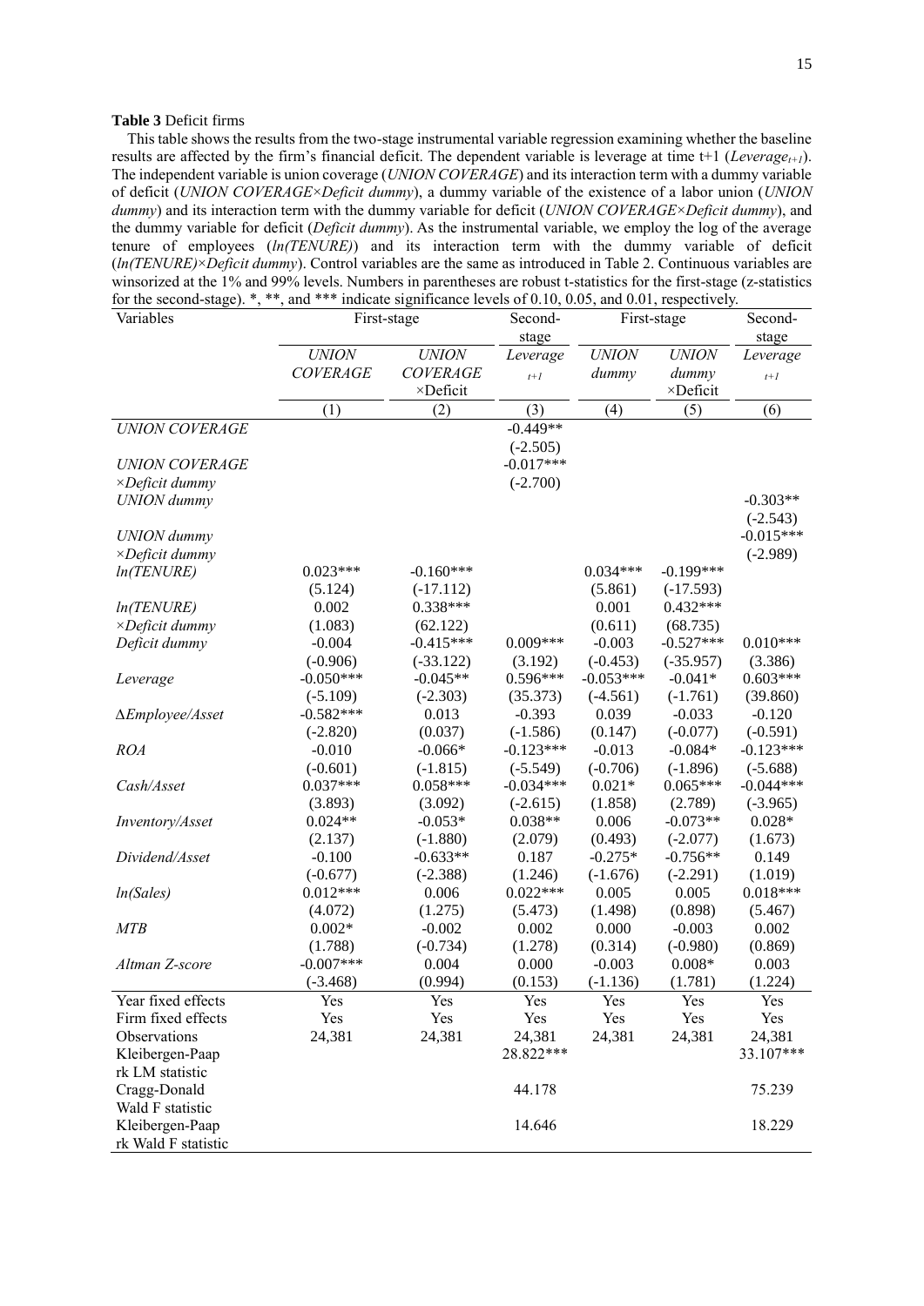**Table 3** Deficit firms

This table shows the results from the two-stage instrumental variable regression examining whether the baseline results are affected by the firm's financial deficit. The dependent variable is leverage at time t+1 (*Leverage*$_{t+1}$). The independent variable is union coverage (*UNION COVERAGE*) and its interaction term with a dummy variable of deficit (*UNION COVERAGE×Deficit dummy*), a dummy variable of the existence of a labor union (*UNION dummy*) and its interaction term with the dummy variable for deficit (*UNION COVERAGE×Deficit dummy*), and the dummy variable for deficit (*Deficit dummy*). As the instrumental variable, we employ the log of the average tenure of employees (*ln(TENURE)*) and its interaction term with the dummy variable of deficit (*ln(TENURE)×Deficit dummy*). Control variables are the same as introduced in Table 2. Continuous variables are winsorized at the 1% and 99% levels. Numbers in parentheses are robust t-statistics for the first-stage (z-statistics for the second-stage). *, **, and *** indicate significance levels of 0.10, 0.05, and 0.01, respectively.

| Variables | First-stage | | Second-stage | First-stage | | Second-stage |
|---|---|---|---|---|---|---|
| | *UNION COVERAGE* | *UNION COVERAGE ×Deficit* | *Leverage* $_{t+1}$ | *UNION dummy* | *UNION dummy ×Deficit* | *Leverage* $_{t+1}$ |
| | (1) | (2) | (3) | (4) | (5) | (6) |
| *UNION COVERAGE* | | | -0.449** | | | |
| | | | (-2.505) | | | |
| *UNION COVERAGE ×Deficit dummy* | | | -0.017*** | | | |
| | | | (-2.700) | | | |
| *UNION dummy* | | | | | | -0.303** |
| | | | | | | (-2.543) |
| *UNION dummy ×Deficit dummy* | | | | | | -0.015*** |
| | | | | | | (-2.989) |
| *ln(TENURE)* | 0.023*** | -0.160*** | | 0.034*** | -0.199*** | |
| | (5.124) | (-17.112) | | (5.861) | (-17.593) | |
| *ln(TENURE) ×Deficit dummy* | 0.002 | 0.338*** | | 0.001 | 0.432*** | |
| | (1.083) | (62.122) | | (0.611) | (68.735) | |
| *Deficit dummy* | -0.004 | -0.415*** | 0.009*** | -0.003 | -0.527*** | 0.010*** |
| | (-0.906) | (-33.122) | (3.192) | (-0.453) | (-35.957) | (3.386) |
| *Leverage* | -0.050*** | -0.045** | 0.596*** | -0.053*** | -0.041* | 0.603*** |
| | (-5.109) | (-2.303) | (35.373) | (-4.561) | (-1.761) | (39.860) |
| *ΔEmployee/Asset* | -0.582*** | 0.013 | -0.393 | 0.039 | -0.033 | -0.120 |
| | (-2.820) | (0.037) | (-1.586) | (0.147) | (-0.077) | (-0.591) |
| *ROA* | -0.010 | -0.066* | -0.123*** | -0.013 | -0.084* | -0.123*** |
| | (-0.601) | (-1.815) | (-5.549) | (-0.706) | (-1.896) | (-5.688) |
| *Cash/Asset* | 0.037*** | 0.058*** | -0.034*** | 0.021* | 0.065*** | -0.044*** |
| | (3.893) | (3.092) | (-2.615) | (1.858) | (2.789) | (-3.965) |
| *Inventory/Asset* | 0.024** | -0.053* | 0.038** | 0.006 | -0.073** | 0.028* |
| | (2.137) | (-1.880) | (2.079) | (0.493) | (-2.077) | (1.673) |
| *Dividend/Asset* | -0.100 | -0.633** | 0.187 | -0.275* | -0.756** | 0.149 |
| | (-0.677) | (-2.388) | (1.246) | (-1.676) | (-2.291) | (1.019) |
| *ln(Sales)* | 0.012*** | 0.006 | 0.022*** | 0.005 | 0.005 | 0.018*** |
| | (4.072) | (1.275) | (5.473) | (1.498) | (0.898) | (5.467) |
| *MTB* | 0.002* | -0.002 | 0.002 | 0.000 | -0.003 | 0.002 |
| | (1.788) | (-0.734) | (1.278) | (0.314) | (-0.980) | (0.869) |
| *Altman Z-score* | -0.007*** | 0.004 | 0.000 | -0.003 | 0.008* | 0.003 |
| | (-3.468) | (0.994) | (0.153) | (-1.136) | (1.781) | (1.224) |
| Year fixed effects | Yes | Yes | Yes | Yes | Yes | Yes |
| Firm fixed effects | Yes | Yes | Yes | Yes | Yes | Yes |
| Observations | 24,381 | 24,381 | 24,381 | 24,381 | 24,381 | 24,381 |
| Kleibergen-Paap rk LM statistic | | | 28.822*** | | | 33.107*** |
| Cragg-Donald Wald F statistic | | | 44.178 | | | 75.239 |
| Kleibergen-Paap rk Wald F statistic | | | 14.646 | | | 18.229 |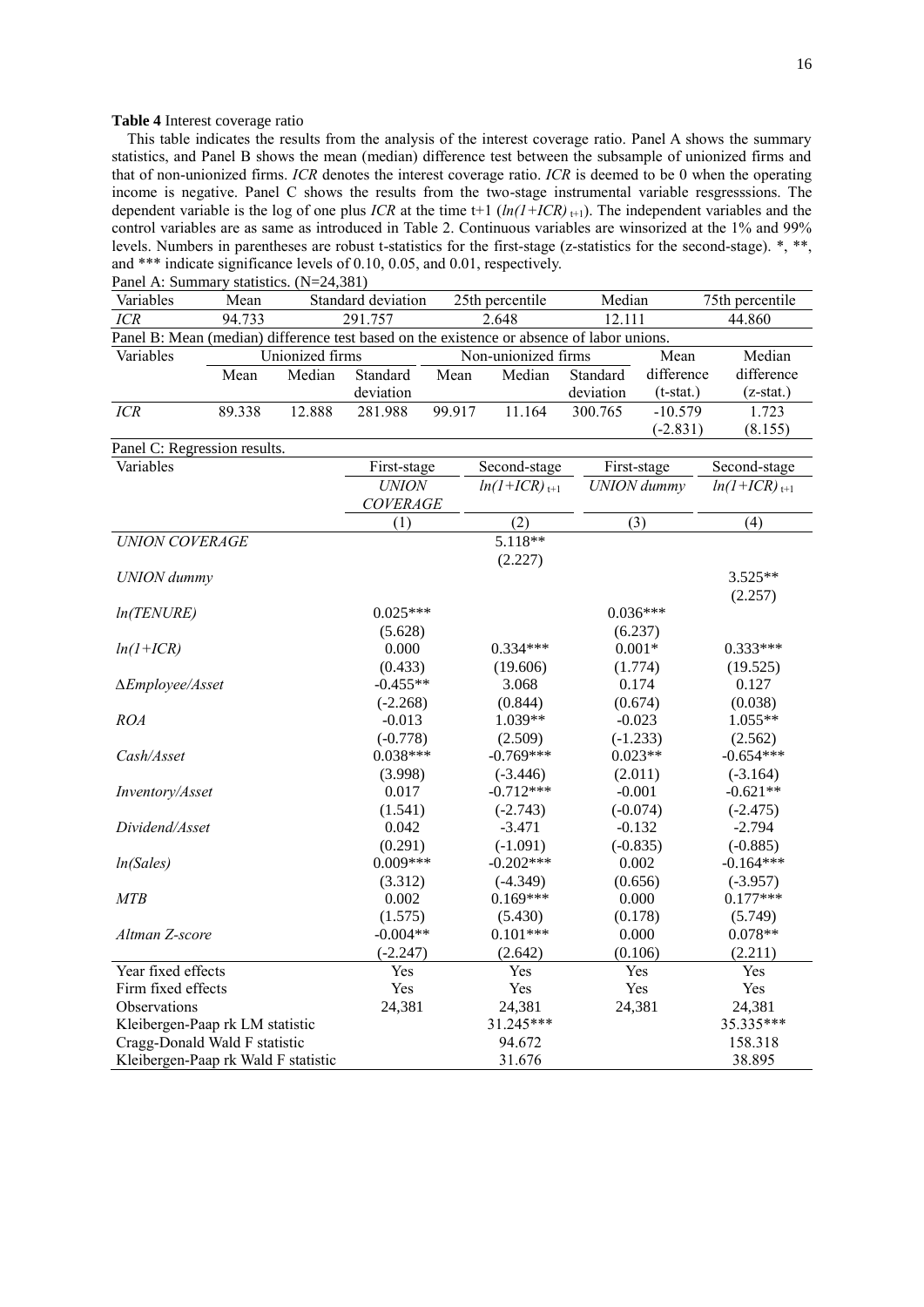**Table 4** Interest coverage ratio

This table indicates the results from the analysis of the interest coverage ratio. Panel A shows the summary statistics, and Panel B shows the mean (median) difference test between the subsample of unionized firms and that of non-unionized firms. *ICR* denotes the interest coverage ratio. *ICR* is deemed to be 0 when the operating income is negative. Panel C shows the results from the two-stage instrumental variable resgresssions. The dependent variable is the log of one plus *ICR* at the time t+1 ($ln(1+ICR)_{t+1}$). The independent variables and the control variables are as same as introduced in Table 2. Continuous variables are winsorized at the 1% and 99% levels. Numbers in parentheses are robust t-statistics for the first-stage (z-statistics for the second-stage). *, **, and *** indicate significance levels of 0.10, 0.05, and 0.01, respectively.

Panel A: Summary statistics. (N=24,381)

| Variables | Mean | Standard deviation | 25th percentile | Median | 75th percentile |
|---|---|---|---|---|---|
| *ICR* | 94.733 | 291.757 | 2.648 | 12.111 | 44.860 |

Panel B: Mean (median) difference test based on the existence or absence of labor unions.

| Variables | Unionized firms | | | Non-unionized firms | | | Mean difference (t-stat.) | Median difference (z-stat.) |
|---|---|---|---|---|---|---|---|---|
| | Mean | Median | Standard deviation | Mean | Median | Standard deviation | | |
| *ICR* | 89.338 | 12.888 | 281.988 | 99.917 | 11.164 | 300.765 | -10.579 | 1.723 |
| | | | | | | | (-2.831) | (8.155) |

Panel C: Regression results.

| Variables | First-stage *UNION COVERAGE* | Second-stage $ln(1+ICR)_{t+1}$ | First-stage *UNION dummy* | Second-stage $ln(1+ICR)_{t+1}$ |
|---|---|---|---|---|
| | (1) | (2) | (3) | (4) |
| *UNION COVERAGE* | | 5.118** | | |
| | | (2.227) | | |
| *UNION dummy* | | | | 3.525** |
| | | | | (2.257) |
| *ln(TENURE)* | 0.025*** | | 0.036*** | |
| | (5.628) | | (6.237) | |
| *ln(1+ICR)* | 0.000 | 0.334*** | 0.001* | 0.333*** |
| | (0.433) | (19.606) | (1.774) | (19.525) |
| *ΔEmployee/Asset* | -0.455** | 3.068 | 0.174 | 0.127 |
| | (-2.268) | (0.844) | (0.674) | (0.038) |
| *ROA* | -0.013 | 1.039** | -0.023 | 1.055** |
| | (-0.778) | (2.509) | (-1.233) | (2.562) |
| *Cash/Asset* | 0.038*** | -0.769*** | 0.023** | -0.654*** |
| | (3.998) | (-3.446) | (2.011) | (-3.164) |
| *Inventory/Asset* | 0.017 | -0.712*** | -0.001 | -0.621** |
| | (1.541) | (-2.743) | (-0.074) | (-2.475) |
| *Dividend/Asset* | 0.042 | -3.471 | -0.132 | -2.794 |
| | (0.291) | (-1.091) | (-0.835) | (-0.885) |
| *ln(Sales)* | 0.009*** | -0.202*** | 0.002 | -0.164*** |
| | (3.312) | (-4.349) | (0.656) | (-3.957) |
| *MTB* | 0.002 | 0.169*** | 0.000 | 0.177*** |
| | (1.575) | (5.430) | (0.178) | (5.749) |
| *Altman Z-score* | -0.004** | 0.101*** | 0.000 | 0.078** |
| | (-2.247) | (2.642) | (0.106) | (2.211) |
| Year fixed effects | Yes | Yes | Yes | Yes |
| Firm fixed effects | Yes | Yes | Yes | Yes |
| Observations | 24,381 | 24,381 | 24,381 | 24,381 |
| Kleibergen-Paap rk LM statistic | | 31.245*** | | 35.335*** |
| Cragg-Donald Wald F statistic | | 94.672 | | 158.318 |
| Kleibergen-Paap rk Wald F statistic | | 31.676 | | 38.895 |